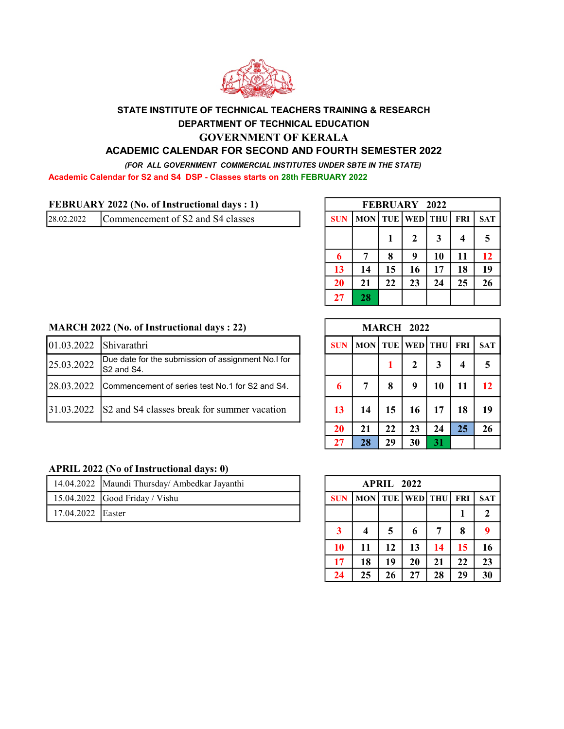STATE INSTITUTE OF TECHNICAL TEACHERS TRAINING & RESEARCH

DEPARTMENT OF TECHNICAL EDUCATION

GOVERNMENT OF KERALA

# ACADEMIC CALENDAR FOR SECOND AND FOURTH SEMESTER 2022

*(FOR ALL GOVERNMENT COMMERCIAL INSTITUTES UNDER SBTE IN THE STATE)*

**Academic Calendar for S2 and S4 DSP - Classes starts on 28th FEBRUARY 2022**

## FEBRUARY 2022 (No. of Instructional days : 1)

| Date | Event |
|---|---|
| 28.02.2022 | Commencement of S2 and S4 classes |

| FEBRUARY 2022 | | | | | | |
|---|---|---|---|---|---|---|
| SUN | MON | TUE | WED | THU | FRI | SAT |
| | | 1 | 2 | 3 | 4 | 5 |
| 6 | 7 | 8 | 9 | 10 | 11 | 12 |
| 13 | 14 | 15 | 16 | 17 | 18 | 19 |
| 20 | 21 | 22 | 23 | 24 | 25 | 26 |
| 27 | 28 | | | | | |

## MARCH 2022 (No. of Instructional days : 22)

| Date | Event |
|---|---|
| 01.03.2022 | Shivarathri |
| 25.03.2022 | Due date for the submission of assignment No.I for S2 and S4. |
| 28.03.2022 | Commencement of series test No.1 for S2 and S4. |
| 31.03.2022 | S2 and S4 classes break for summer vacation |

| MARCH 2022 | | | | | | |
|---|---|---|---|---|---|---|
| SUN | MON | TUE | WED | THU | FRI | SAT |
| | | 1 | 2 | 3 | 4 | 5 |
| 6 | 7 | 8 | 9 | 10 | 11 | 12 |
| 13 | 14 | 15 | 16 | 17 | 18 | 19 |
| 20 | 21 | 22 | 23 | 24 | 25 | 26 |
| 27 | 28 | 29 | 30 | 31 | | |

## APRIL 2022 (No of Instructional days: 0)

| Date | Event |
|---|---|
| 14.04.2022 | Maundi Thursday/ Ambedkar Jayanthi |
| 15.04.2022 | Good Friday / Vishu |
| 17.04.2022 | Easter |

| APRIL 2022 | | | | | | |
|---|---|---|---|---|---|---|
| SUN | MON | TUE | WED | THU | FRI | SAT |
| | | | | | 1 | 2 |
| 3 | 4 | 5 | 6 | 7 | 8 | 9 |
| 10 | 11 | 12 | 13 | 14 | 15 | 16 |
| 17 | 18 | 19 | 20 | 21 | 22 | 23 |
| 24 | 25 | 26 | 27 | 28 | 29 | 30 |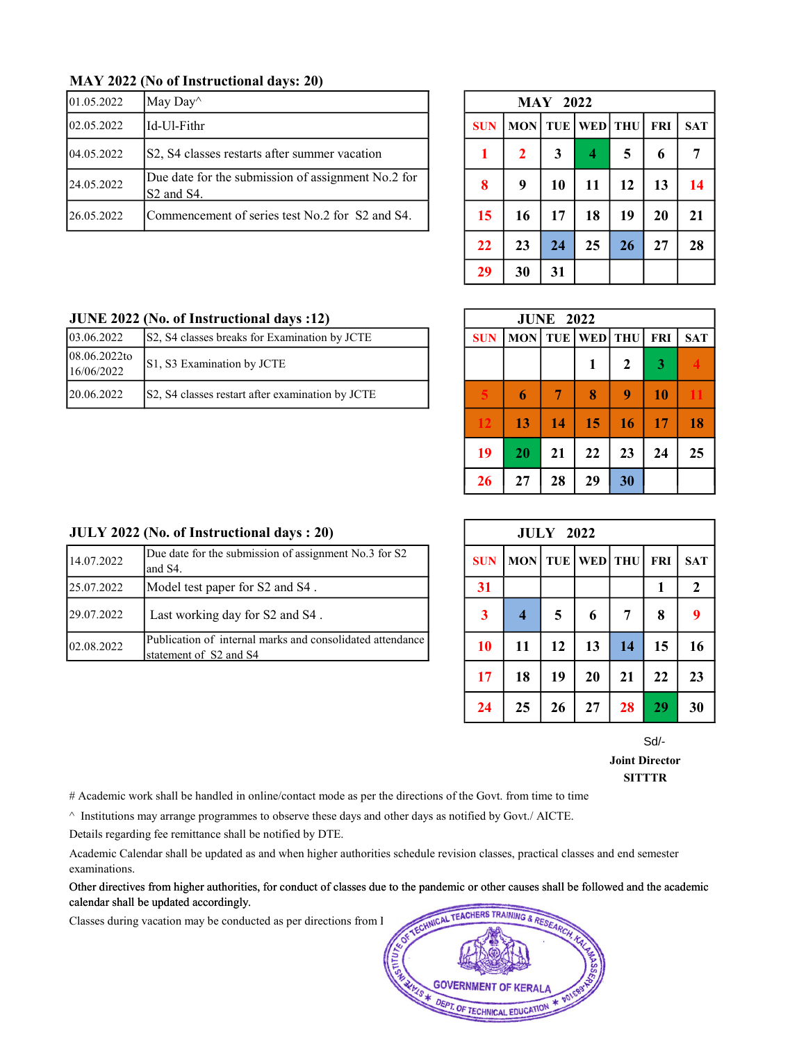## MAY 2022 (No of Instructional days: 20)

| | |
|---|---|
| 01.05.2022 | May Day^ |
| 02.05.2022 | Id-Ul-Fithr |
| 04.05.2022 | S2, S4 classes restarts after summer vacation |
| 24.05.2022 | Due date for the submission of assignment No.2 for S2 and S4. |
| 26.05.2022 | Commencement of series test No.2 for S2 and S4. |

| MAY 2022 | | | | | | |
|---|---|---|---|---|---|---|
| SUN | MON | TUE | WED | THU | FRI | SAT |
| 1 | 2 | 3 | 4 | 5 | 6 | 7 |
| 8 | 9 | 10 | 11 | 12 | 13 | 14 |
| 15 | 16 | 17 | 18 | 19 | 20 | 21 |
| 22 | 23 | 24 | 25 | 26 | 27 | 28 |
| 29 | 30 | 31 | | | | |

## JUNE 2022 (No. of Instructional days :12)

| | |
|---|---|
| 03.06.2022 | S2, S4 classes breaks for Examination by JCTE |
| 08.06.2022to 16/06/2022 | S1, S3 Examination by JCTE |
| 20.06.2022 | S2, S4 classes restart after examination by JCTE |

| JUNE 2022 | | | | | | |
|---|---|---|---|---|---|---|
| SUN | MON | TUE | WED | THU | FRI | SAT |
| | | | 1 | 2 | 3 | 4 |
| 5 | 6 | 7 | 8 | 9 | 10 | 11 |
| 12 | 13 | 14 | 15 | 16 | 17 | 18 |
| 19 | 20 | 21 | 22 | 23 | 24 | 25 |
| 26 | 27 | 28 | 29 | 30 | | |

## JULY 2022 (No. of Instructional days : 20)

| | |
|---|---|
| 14.07.2022 | Due date for the submission of assignment No.3 for S2 and S4. |
| 25.07.2022 | Model test paper for S2 and S4 . |
| 29.07.2022 | Last working day for S2 and S4 . |
| 02.08.2022 | Publication of internal marks and consolidated attendance statement of S2 and S4 |

| JULY 2022 | | | | | | |
|---|---|---|---|---|---|---|
| SUN | MON | TUE | WED | THU | FRI | SAT |
| 31 | | | | | 1 | 2 |
| 3 | 4 | 5 | 6 | 7 | 8 | 9 |
| 10 | 11 | 12 | 13 | 14 | 15 | 16 |
| 17 | 18 | 19 | 20 | 21 | 22 | 23 |
| 24 | 25 | 26 | 27 | 28 | 29 | 30 |

Sd/-

**Joint Director**

**SITTTR**

# Academic work shall be handled in online/contact mode as per the directions of the Govt. from time to time

^ Institutions may arrange programmes to observe these days and other days as notified by Govt./ AICTE.

Details regarding fee remittance shall be notified by DTE.

Academic Calendar shall be updated as and when higher authorities schedule revision classes, practical classes and end semester examinations.

Other directives from higher authorities, for conduct of classes due to the pandemic or other causes shall be followed and the academic calendar shall be updated accordingly.

Classes during vacation may be conducted as per directions from I

STATE INSTITUTE OF TECHNICAL TEACHERS TRAINING & RESEARCH, KALAMASSERY-683104 * GOVERNMENT OF KERALA * DEPT. OF TECHNICAL EDUCATION